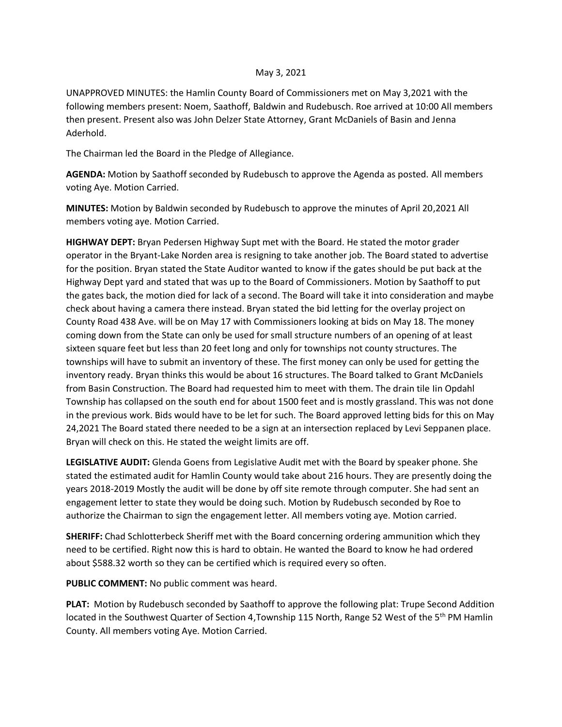May 3, 2021

UNAPPROVED MINUTES: the Hamlin County Board of Commissioners met on May 3,2021 with the following members present: Noem, Saathoff, Baldwin and Rudebusch. Roe arrived at 10:00 All members then present. Present also was John Delzer State Attorney, Grant McDaniels of Basin and Jenna Aderhold.

The Chairman led the Board in the Pledge of Allegiance.

**AGENDA:** Motion by Saathoff seconded by Rudebusch to approve the Agenda as posted. All members voting Aye. Motion Carried.

**MINUTES:** Motion by Baldwin seconded by Rudebusch to approve the minutes of April 20,2021 All members voting aye. Motion Carried.

**HIGHWAY DEPT:** Bryan Pedersen Highway Supt met with the Board. He stated the motor grader operator in the Bryant-Lake Norden area is resigning to take another job. The Board stated to advertise for the position. Bryan stated the State Auditor wanted to know if the gates should be put back at the Highway Dept yard and stated that was up to the Board of Commissioners. Motion by Saathoff to put the gates back, the motion died for lack of a second. The Board will take it into consideration and maybe check about having a camera there instead. Bryan stated the bid letting for the overlay project on County Road 438 Ave. will be on May 17 with Commissioners looking at bids on May 18. The money coming down from the State can only be used for small structure numbers of an opening of at least sixteen square feet but less than 20 feet long and only for townships not county structures. The townships will have to submit an inventory of these. The first money can only be used for getting the inventory ready. Bryan thinks this would be about 16 structures. The Board talked to Grant McDaniels from Basin Construction. The Board had requested him to meet with them. The drain tile Iin Opdahl Township has collapsed on the south end for about 1500 feet and is mostly grassland. This was not done in the previous work. Bids would have to be let for such. The Board approved letting bids for this on May 24,2021 The Board stated there needed to be a sign at an intersection replaced by Levi Seppanen place. Bryan will check on this. He stated the weight limits are off.

**LEGISLATIVE AUDIT:** Glenda Goens from Legislative Audit met with the Board by speaker phone. She stated the estimated audit for Hamlin County would take about 216 hours. They are presently doing the years 2018-2019 Mostly the audit will be done by off site remote through computer. She had sent an engagement letter to state they would be doing such. Motion by Rudebusch seconded by Roe to authorize the Chairman to sign the engagement letter. All members voting aye. Motion carried.

**SHERIFF:** Chad Schlotterbeck Sheriff met with the Board concerning ordering ammunition which they need to be certified. Right now this is hard to obtain. He wanted the Board to know he had ordered about $588.32 worth so they can be certified which is required every so often.

**PUBLIC COMMENT:** No public comment was heard.

**PLAT:** Motion by Rudebusch seconded by Saathoff to approve the following plat: Trupe Second Addition located in the Southwest Quarter of Section 4,Township 115 North, Range 52 West of the 5th PM Hamlin County. All members voting Aye. Motion Carried.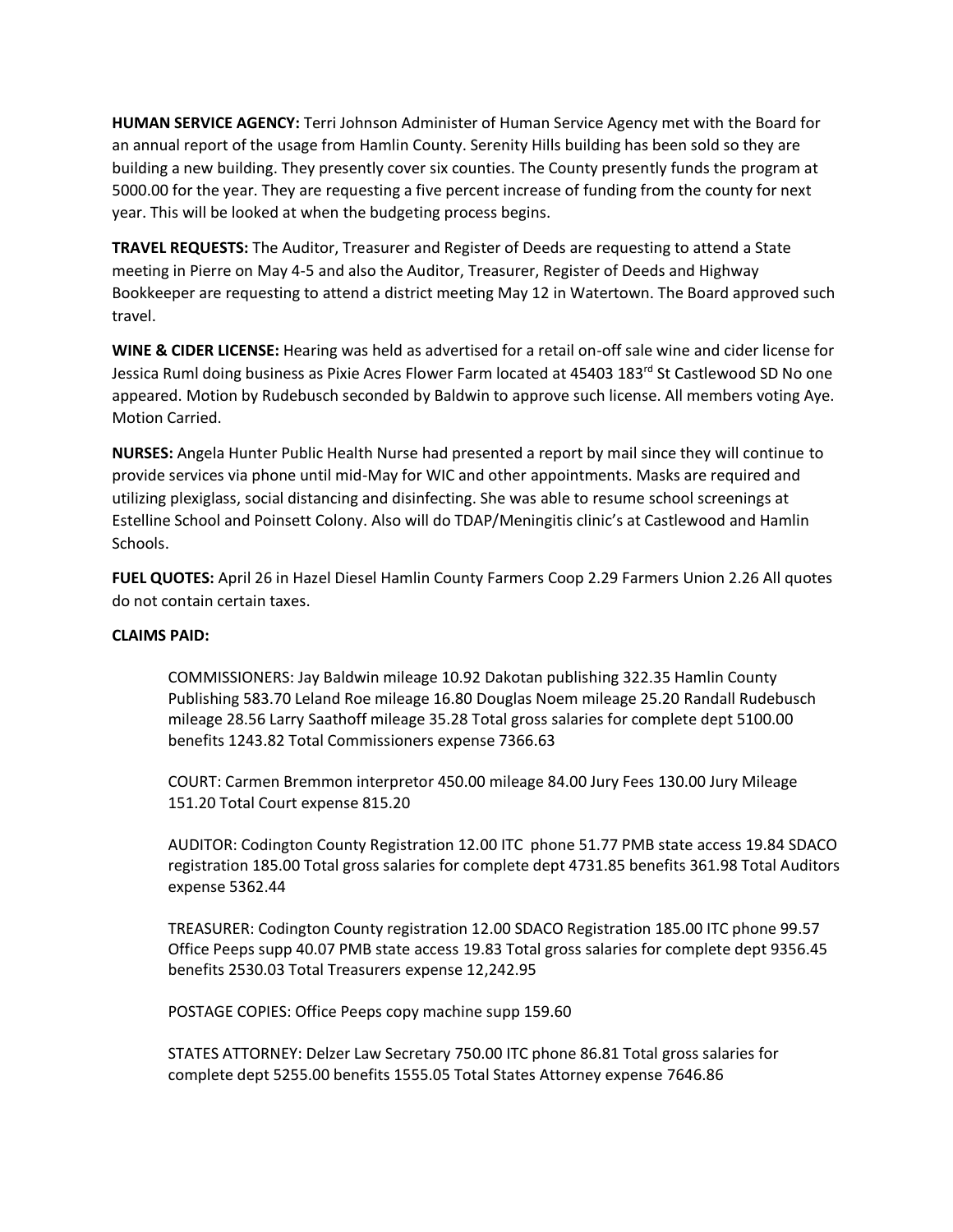**HUMAN SERVICE AGENCY:** Terri Johnson Administer of Human Service Agency met with the Board for an annual report of the usage from Hamlin County. Serenity Hills building has been sold so they are building a new building. They presently cover six counties. The County presently funds the program at 5000.00 for the year. They are requesting a five percent increase of funding from the county for next year. This will be looked at when the budgeting process begins.

**TRAVEL REQUESTS:** The Auditor, Treasurer and Register of Deeds are requesting to attend a State meeting in Pierre on May 4-5 and also the Auditor, Treasurer, Register of Deeds and Highway Bookkeeper are requesting to attend a district meeting May 12 in Watertown. The Board approved such travel.

**WINE & CIDER LICENSE:** Hearing was held as advertised for a retail on-off sale wine and cider license for Jessica Ruml doing business as Pixie Acres Flower Farm located at 45403 183rd St Castlewood SD No one appeared. Motion by Rudebusch seconded by Baldwin to approve such license. All members voting Aye. Motion Carried.

**NURSES:** Angela Hunter Public Health Nurse had presented a report by mail since they will continue to provide services via phone until mid-May for WIC and other appointments. Masks are required and utilizing plexiglass, social distancing and disinfecting. She was able to resume school screenings at Estelline School and Poinsett Colony. Also will do TDAP/Meningitis clinic's at Castlewood and Hamlin Schools.

**FUEL QUOTES:** April 26 in Hazel Diesel Hamlin County Farmers Coop 2.29 Farmers Union 2.26 All quotes do not contain certain taxes.

**CLAIMS PAID:**

COMMISSIONERS: Jay Baldwin mileage 10.92 Dakotan publishing 322.35 Hamlin County Publishing 583.70 Leland Roe mileage 16.80 Douglas Noem mileage 25.20 Randall Rudebusch mileage 28.56 Larry Saathoff mileage 35.28 Total gross salaries for complete dept 5100.00 benefits 1243.82 Total Commissioners expense 7366.63

COURT: Carmen Bremmon interpretor 450.00 mileage 84.00 Jury Fees 130.00 Jury Mileage 151.20 Total Court expense 815.20

AUDITOR: Codington County Registration 12.00 ITC phone 51.77 PMB state access 19.84 SDACO registration 185.00 Total gross salaries for complete dept 4731.85 benefits 361.98 Total Auditors expense 5362.44

TREASURER: Codington County registration 12.00 SDACO Registration 185.00 ITC phone 99.57 Office Peeps supp 40.07 PMB state access 19.83 Total gross salaries for complete dept 9356.45 benefits 2530.03 Total Treasurers expense 12,242.95

POSTAGE COPIES: Office Peeps copy machine supp 159.60

STATES ATTORNEY: Delzer Law Secretary 750.00 ITC phone 86.81 Total gross salaries for complete dept 5255.00 benefits 1555.05 Total States Attorney expense 7646.86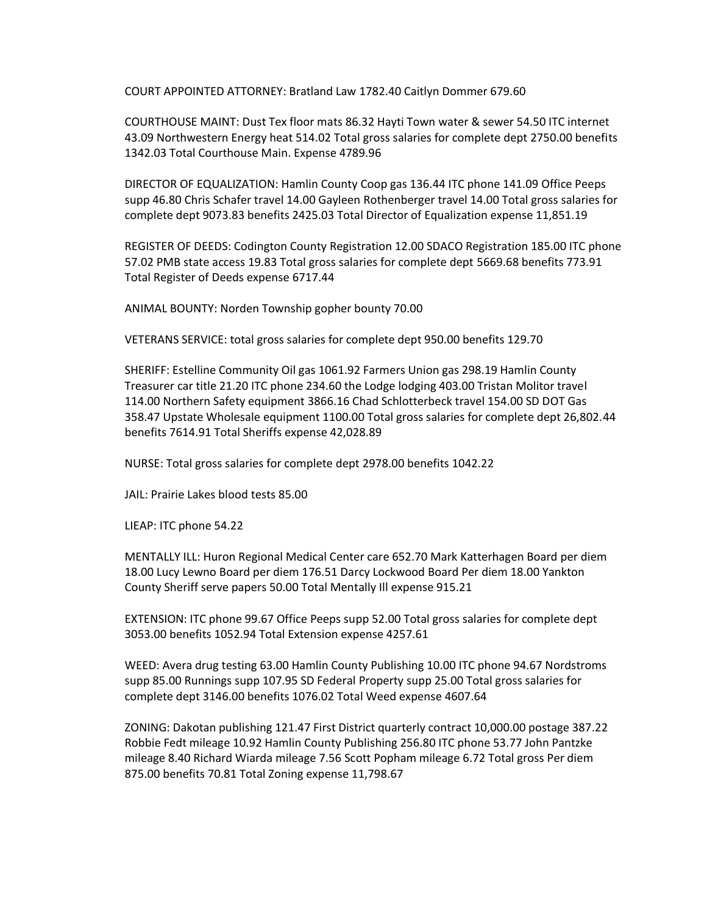COURT APPOINTED ATTORNEY: Bratland Law 1782.40 Caitlyn Dommer 679.60

COURTHOUSE MAINT: Dust Tex floor mats 86.32 Hayti Town water & sewer 54.50 ITC internet 43.09 Northwestern Energy heat 514.02 Total gross salaries for complete dept 2750.00 benefits 1342.03 Total Courthouse Main. Expense 4789.96

DIRECTOR OF EQUALIZATION: Hamlin County Coop gas 136.44 ITC phone 141.09 Office Peeps supp 46.80 Chris Schafer travel 14.00 Gayleen Rothenberger travel 14.00 Total gross salaries for complete dept 9073.83 benefits 2425.03 Total Director of Equalization expense 11,851.19

REGISTER OF DEEDS: Codington County Registration 12.00 SDACO Registration 185.00 ITC phone 57.02 PMB state access 19.83 Total gross salaries for complete dept 5669.68 benefits 773.91 Total Register of Deeds expense 6717.44

ANIMAL BOUNTY: Norden Township gopher bounty 70.00

VETERANS SERVICE: total gross salaries for complete dept 950.00 benefits 129.70

SHERIFF: Estelline Community Oil gas 1061.92 Farmers Union gas 298.19 Hamlin County Treasurer car title 21.20 ITC phone 234.60 the Lodge lodging 403.00 Tristan Molitor travel 114.00 Northern Safety equipment 3866.16 Chad Schlotterbeck travel 154.00 SD DOT Gas 358.47 Upstate Wholesale equipment 1100.00 Total gross salaries for complete dept 26,802.44 benefits 7614.91 Total Sheriffs expense 42,028.89

NURSE: Total gross salaries for complete dept 2978.00 benefits 1042.22

JAIL: Prairie Lakes blood tests 85.00

LIEAP: ITC phone 54.22

MENTALLY ILL: Huron Regional Medical Center care 652.70 Mark Katterhagen Board per diem 18.00 Lucy Lewno Board per diem 176.51 Darcy Lockwood Board Per diem 18.00 Yankton County Sheriff serve papers 50.00 Total Mentally Ill expense 915.21

EXTENSION: ITC phone 99.67 Office Peeps supp 52.00 Total gross salaries for complete dept 3053.00 benefits 1052.94 Total Extension expense 4257.61

WEED: Avera drug testing 63.00 Hamlin County Publishing 10.00 ITC phone 94.67 Nordstroms supp 85.00 Runnings supp 107.95 SD Federal Property supp 25.00 Total gross salaries for complete dept 3146.00 benefits 1076.02 Total Weed expense 4607.64

ZONING: Dakotan publishing 121.47 First District quarterly contract 10,000.00 postage 387.22 Robbie Fedt mileage 10.92 Hamlin County Publishing 256.80 ITC phone 53.77 John Pantzke mileage 8.40 Richard Wiarda mileage 7.56 Scott Popham mileage 6.72 Total gross Per diem 875.00 benefits 70.81 Total Zoning expense 11,798.67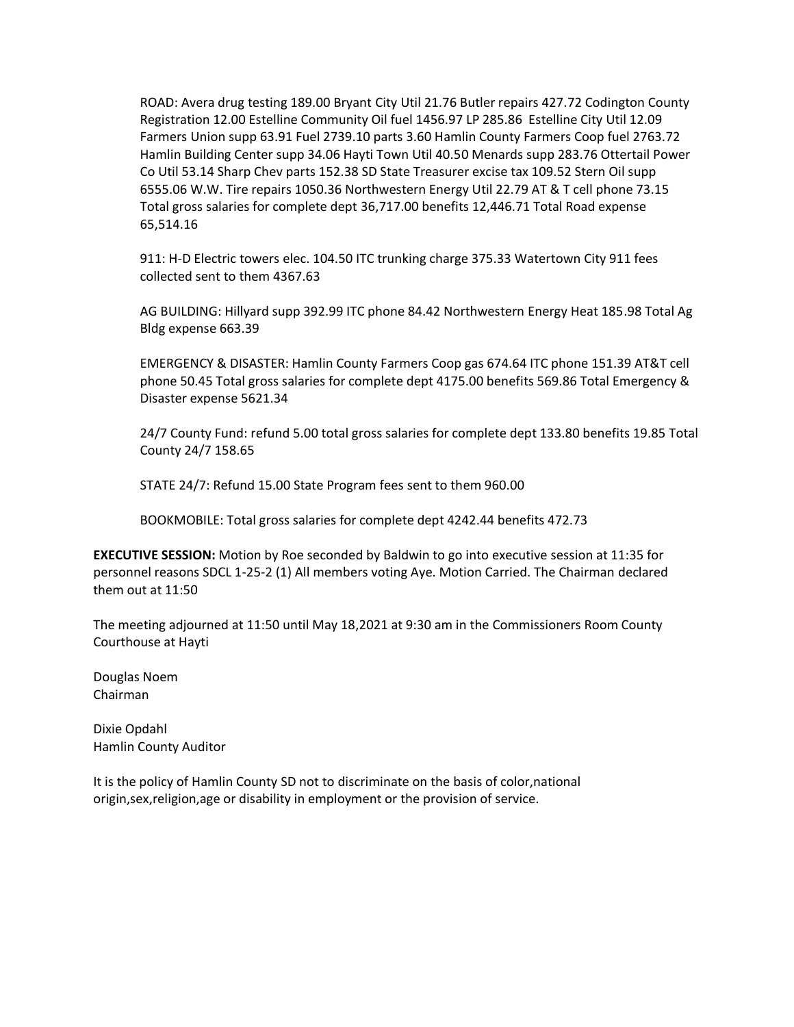ROAD: Avera drug testing 189.00 Bryant City Util 21.76 Butler repairs 427.72 Codington County Registration 12.00 Estelline Community Oil fuel 1456.97 LP 285.86 Estelline City Util 12.09 Farmers Union supp 63.91 Fuel 2739.10 parts 3.60 Hamlin County Farmers Coop fuel 2763.72 Hamlin Building Center supp 34.06 Hayti Town Util 40.50 Menards supp 283.76 Ottertail Power Co Util 53.14 Sharp Chev parts 152.38 SD State Treasurer excise tax 109.52 Stern Oil supp 6555.06 W.W. Tire repairs 1050.36 Northwestern Energy Util 22.79 AT & T cell phone 73.15 Total gross salaries for complete dept 36,717.00 benefits 12,446.71 Total Road expense 65,514.16

911: H-D Electric towers elec. 104.50 ITC trunking charge 375.33 Watertown City 911 fees collected sent to them 4367.63

AG BUILDING: Hillyard supp 392.99 ITC phone 84.42 Northwestern Energy Heat 185.98 Total Ag Bldg expense 663.39

EMERGENCY & DISASTER: Hamlin County Farmers Coop gas 674.64 ITC phone 151.39 AT&T cell phone 50.45 Total gross salaries for complete dept 4175.00 benefits 569.86 Total Emergency & Disaster expense 5621.34

24/7 County Fund: refund 5.00 total gross salaries for complete dept 133.80 benefits 19.85 Total County 24/7 158.65

STATE 24/7: Refund 15.00 State Program fees sent to them 960.00

BOOKMOBILE: Total gross salaries for complete dept 4242.44 benefits 472.73

**EXECUTIVE SESSION:** Motion by Roe seconded by Baldwin to go into executive session at 11:35 for personnel reasons SDCL 1-25-2 (1) All members voting Aye. Motion Carried. The Chairman declared them out at 11:50

The meeting adjourned at 11:50 until May 18,2021 at 9:30 am in the Commissioners Room County Courthouse at Hayti

Douglas Noem
Chairman

Dixie Opdahl
Hamlin County Auditor

It is the policy of Hamlin County SD not to discriminate on the basis of color,national origin,sex,religion,age or disability in employment or the provision of service.